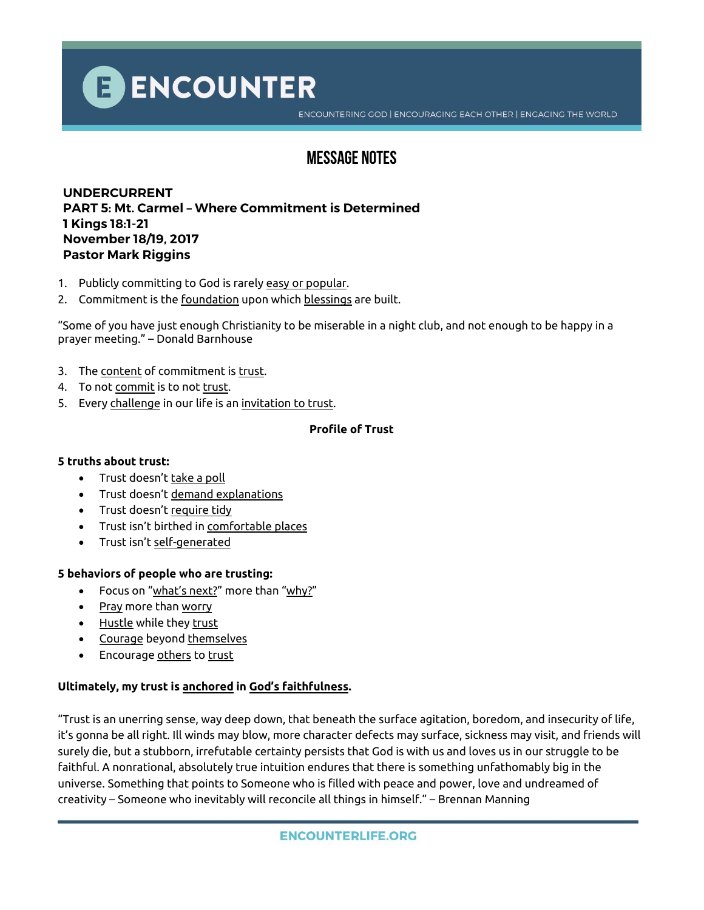# ENCOUNTER

ENCOUNTERING GOD | ENCOURAGING EACH OTHER | ENGAGING THE WORLD

## MESSAGE NOTES

**UNDERCURRENT**
**PART 5: Mt. Carmel – Where Commitment is Determined**
**1 Kings 18:1-21**
**November 18/19, 2017**
**Pastor Mark Riggins**

1. Publicly committing to God is rarely easy or popular.
2. Commitment is the foundation upon which blessings are built.

"Some of you have just enough Christianity to be miserable in a night club, and not enough to be happy in a prayer meeting." – Donald Barnhouse

3. The content of commitment is trust.
4. To not commit is to not trust.
5. Every challenge in our life is an invitation to trust.

**Profile of Trust**

**5 truths about trust:**

- Trust doesn't take a poll
- Trust doesn't demand explanations
- Trust doesn't require tidy
- Trust isn't birthed in comfortable places
- Trust isn't self-generated

**5 behaviors of people who are trusting:**

- Focus on "what's next?" more than "why?"
- Pray more than worry
- Hustle while they trust
- Courage beyond themselves
- Encourage others to trust

**Ultimately, my trust is anchored in God's faithfulness.**

"Trust is an unerring sense, way deep down, that beneath the surface agitation, boredom, and insecurity of life, it's gonna be all right. Ill winds may blow, more character defects may surface, sickness may visit, and friends will surely die, but a stubborn, irrefutable certainty persists that God is with us and loves us in our struggle to be faithful. A nonrational, absolutely true intuition endures that there is something unfathomably big in the universe. Something that points to Someone who is filled with peace and power, love and undreamed of creativity – Someone who inevitably will reconcile all things in himself." – Brennan Manning

ENCOUNTERLIFE.ORG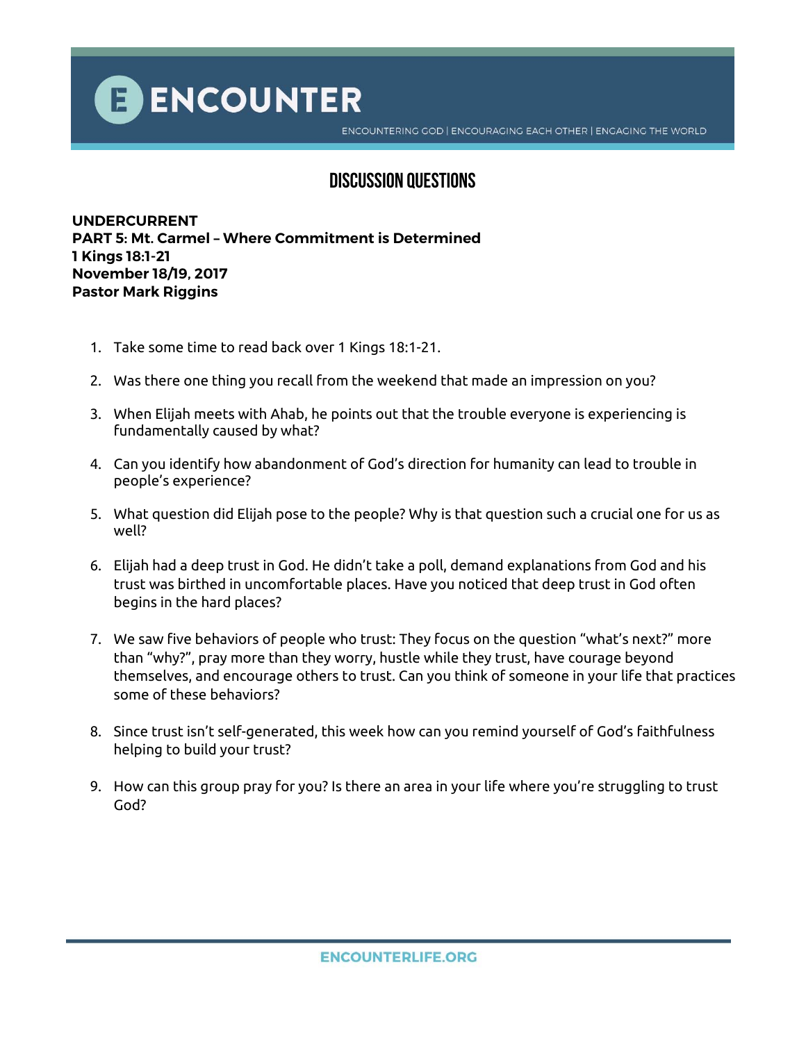# ENCOUNTER

ENCOUNTERING GOD | ENCOURAGING EACH OTHER | ENGAGING THE WORLD

## DISCUSSION QUESTIONS

**UNDERCURRENT**
**PART 5: Mt. Carmel – Where Commitment is Determined**
**1 Kings 18:1-21**
**November 18/19, 2017**
**Pastor Mark Riggins**

1. Take some time to read back over 1 Kings 18:1-21.

2. Was there one thing you recall from the weekend that made an impression on you?

3. When Elijah meets with Ahab, he points out that the trouble everyone is experiencing is fundamentally caused by what?

4. Can you identify how abandonment of God's direction for humanity can lead to trouble in people's experience?

5. What question did Elijah pose to the people? Why is that question such a crucial one for us as well?

6. Elijah had a deep trust in God. He didn't take a poll, demand explanations from God and his trust was birthed in uncomfortable places. Have you noticed that deep trust in God often begins in the hard places?

7. We saw five behaviors of people who trust: They focus on the question "what's next?" more than "why?", pray more than they worry, hustle while they trust, have courage beyond themselves, and encourage others to trust. Can you think of someone in your life that practices some of these behaviors?

8. Since trust isn't self-generated, this week how can you remind yourself of God's faithfulness helping to build your trust?

9. How can this group pray for you? Is there an area in your life where you're struggling to trust God?

ENCOUNTERLIFE.ORG